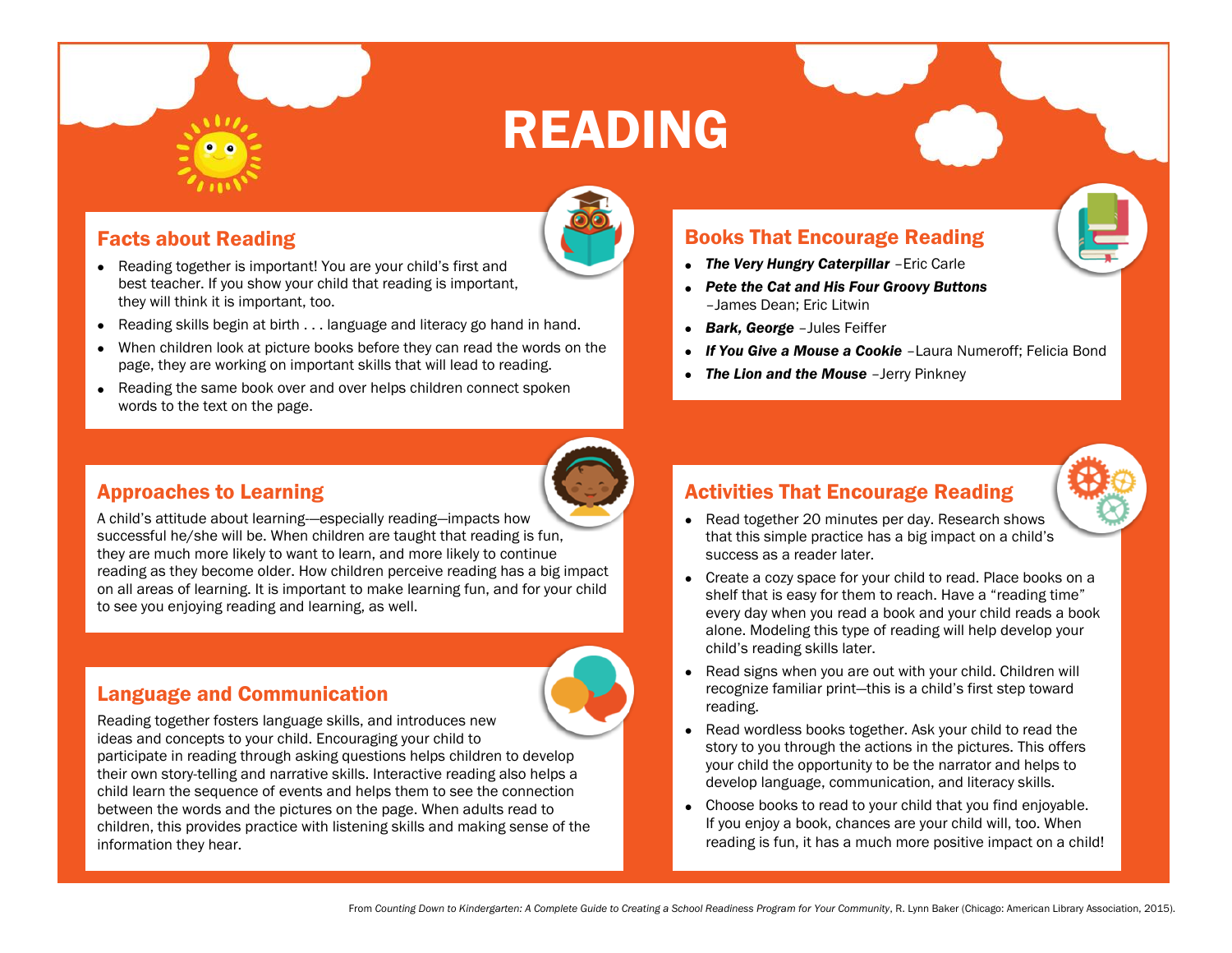# READING

## Facts about Reading

- Reading together is important! You are your child's first and best teacher. If you show your child that reading is important, they will think it is important, too.
- Reading skills begin at birth . . . language and literacy go hand in hand.
- When children look at picture books before they can read the words on the page, they are working on important skills that will lead to reading.
- Reading the same book over and over helps children connect spoken words to the text on the page.

## Approaches to Learning

A child's attitude about learning—especially reading—impacts how successful he/she will be. When children are taught that reading is fun, they are much more likely to want to learn, and more likely to continue reading as they become older. How children perceive reading has a big impact on all areas of learning. It is important to make learning fun, and for your child to see you enjoying reading and learning, as well.

## Language and Communication

Reading together fosters language skills, and introduces new ideas and concepts to your child. Encouraging your child to participate in reading through asking questions helps children to develop their own story-telling and narrative skills. Interactive reading also helps a child learn the sequence of events and helps them to see the connection between the words and the pictures on the page. When adults read to children, this provides practice with listening skills and making sense of the information they hear.

## Books That Encourage Reading

- ***The Very Hungry Caterpillar*** –Eric Carle
- ***Pete the Cat and His Four Groovy Buttons*** –James Dean; Eric Litwin
- ***Bark, George*** –Jules Feiffer
- ***If You Give a Mouse a Cookie*** –Laura Numeroff; Felicia Bond
- ***The Lion and the Mouse*** –Jerry Pinkney

## Activities That Encourage Reading

- Read together 20 minutes per day. Research shows that this simple practice has a big impact on a child's success as a reader later.
- Create a cozy space for your child to read. Place books on a shelf that is easy for them to reach. Have a "reading time" every day when you read a book and your child reads a book alone. Modeling this type of reading will help develop your child's reading skills later.
- Read signs when you are out with your child. Children will recognize familiar print—this is a child's first step toward reading.
- Read wordless books together. Ask your child to read the story to you through the actions in the pictures. This offers your child the opportunity to be the narrator and helps to develop language, communication, and literacy skills.
- Choose books to read to your child that you find enjoyable. If you enjoy a book, chances are your child will, too. When reading is fun, it has a much more positive impact on a child!

From *Counting Down to Kindergarten: A Complete Guide to Creating a School Readiness Program for Your Community*, R. Lynn Baker (Chicago: American Library Association, 2015).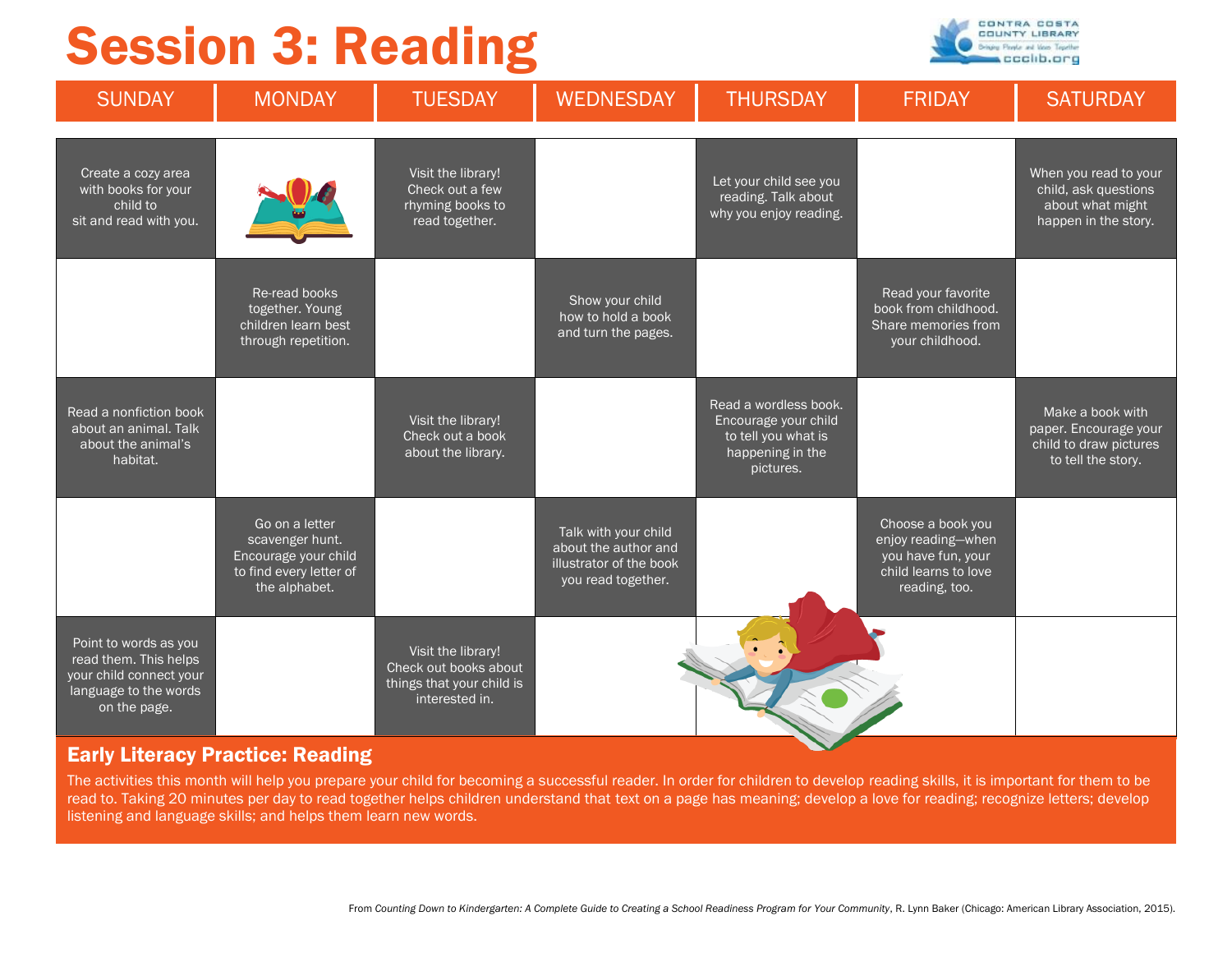# Session 3: Reading

| SUNDAY | MONDAY | TUESDAY | WEDNESDAY | THURSDAY | FRIDAY | SATURDAY |
|---|---|---|---|---|---|---|
| Create a cozy area with books for your child to sit and read with you. | | Visit the library! Check out a few rhyming books to read together. | | Let your child see you reading. Talk about why you enjoy reading. | | When you read to your child, ask questions about what might happen in the story. |
| | Re-read books together. Young children learn best through repetition. | | Show your child how to hold a book and turn the pages. | | Read your favorite book from childhood. Share memories from your childhood. | |
| Read a nonfiction book about an animal. Talk about the animal's habitat. | | Visit the library! Check out a book about the library. | | Read a wordless book. Encourage your child to tell you what is happening in the pictures. | | Make a book with paper. Encourage your child to draw pictures to tell the story. |
| | Go on a letter scavenger hunt. Encourage your child to find every letter of the alphabet. | | Talk with your child about the author and illustrator of the book you read together. | | Choose a book you enjoy reading—when you have fun, your child learns to love reading, too. | |
| Point to words as you read them. This helps your child connect your language to the words on the page. | | Visit the library! Check out books about things that your child is interested in. | | | | |

## Early Literacy Practice: Reading

The activities this month will help you prepare your child for becoming a successful reader. In order for children to develop reading skills, it is important for them to be read to. Taking 20 minutes per day to read together helps children understand that text on a page has meaning; develop a love for reading; recognize letters; develop listening and language skills; and helps them learn new words.

From *Counting Down to Kindergarten: A Complete Guide to Creating a School Readiness Program for Your Community*, R. Lynn Baker (Chicago: American Library Association, 2015).